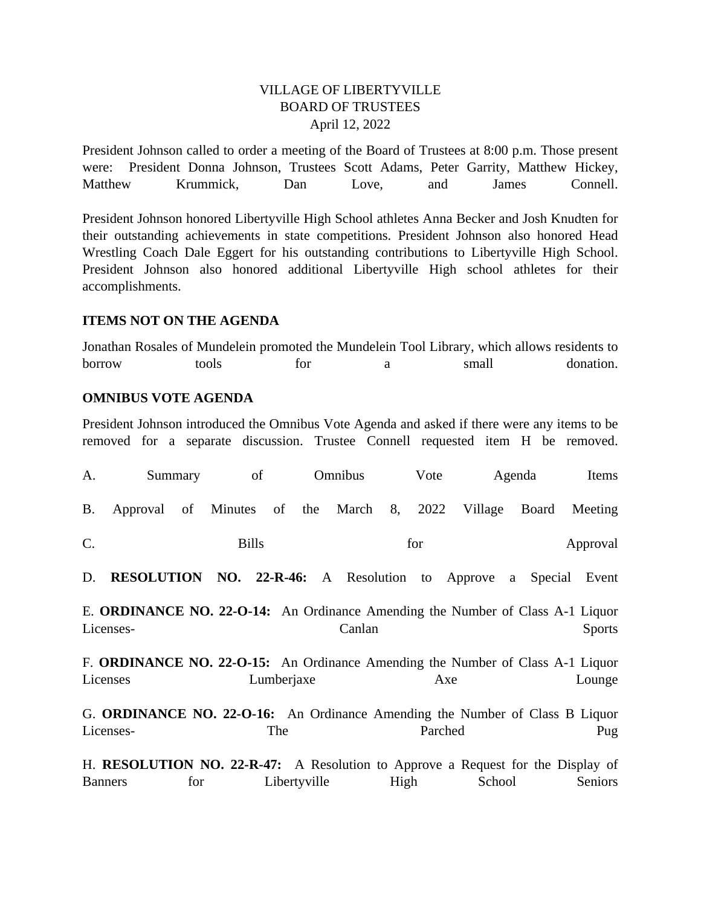VILLAGE OF LIBERTYVILLE
BOARD OF TRUSTEES
April 12, 2022

President Johnson called to order a meeting of the Board of Trustees at 8:00 p.m. Those present were: President Donna Johnson, Trustees Scott Adams, Peter Garrity, Matthew Hickey, Matthew Krummick, Dan Love, and James Connell.

President Johnson honored Libertyville High School athletes Anna Becker and Josh Knudten for their outstanding achievements in state competitions. President Johnson also honored Head Wrestling Coach Dale Eggert for his outstanding contributions to Libertyville High School. President Johnson also honored additional Libertyville High school athletes for their accomplishments.

**ITEMS NOT ON THE AGENDA**

Jonathan Rosales of Mundelein promoted the Mundelein Tool Library, which allows residents to borrow tools for a small donation.

**OMNIBUS VOTE AGENDA**

President Johnson introduced the Omnibus Vote Agenda and asked if there were any items to be removed for a separate discussion. Trustee Connell requested item H be removed.

A. Summary of Omnibus Vote Agenda Items

B. Approval of Minutes of the March 8, 2022 Village Board Meeting

C. Bills for Approval

D. **RESOLUTION NO. 22-R-46:** A Resolution to Approve a Special Event

E. **ORDINANCE NO. 22-O-14:** An Ordinance Amending the Number of Class A-1 Liquor Licenses- Canlan Sports

F. **ORDINANCE NO. 22-O-15:** An Ordinance Amending the Number of Class A-1 Liquor Licenses Lumberjaxe Axe Lounge

G. **ORDINANCE NO. 22-O-16:** An Ordinance Amending the Number of Class B Liquor Licenses- The Parched Pug

H. **RESOLUTION NO. 22-R-47:** A Resolution to Approve a Request for the Display of Banners for Libertyville High School Seniors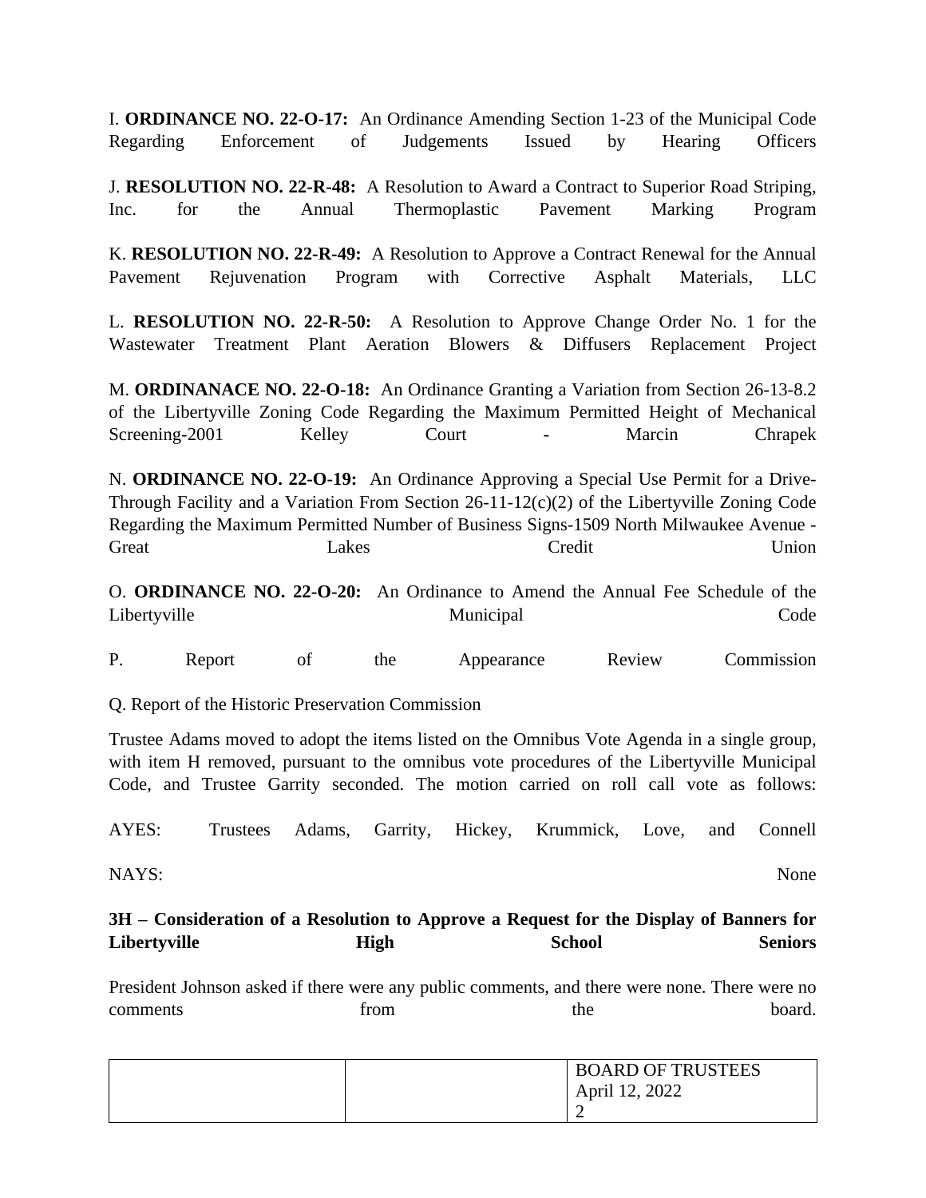I. **ORDINANCE NO. 22-O-17:** An Ordinance Amending Section 1-23 of the Municipal Code Regarding Enforcement of Judgements Issued by Hearing Officers

J. **RESOLUTION NO. 22-R-48:** A Resolution to Award a Contract to Superior Road Striping, Inc. for the Annual Thermoplastic Pavement Marking Program

K. **RESOLUTION NO. 22-R-49:** A Resolution to Approve a Contract Renewal for the Annual Pavement Rejuvenation Program with Corrective Asphalt Materials, LLC

L. **RESOLUTION NO. 22-R-50:** A Resolution to Approve Change Order No. 1 for the Wastewater Treatment Plant Aeration Blowers & Diffusers Replacement Project

M. **ORDINANACE NO. 22-O-18:** An Ordinance Granting a Variation from Section 26-13-8.2 of the Libertyville Zoning Code Regarding the Maximum Permitted Height of Mechanical Screening-2001 Kelley Court - Marcin Chrapek

N. **ORDINANCE NO. 22-O-19:** An Ordinance Approving a Special Use Permit for a Drive-Through Facility and a Variation From Section 26-11-12(c)(2) of the Libertyville Zoning Code Regarding the Maximum Permitted Number of Business Signs-1509 North Milwaukee Avenue - Great Lakes Credit Union

O. **ORDINANCE NO. 22-O-20:** An Ordinance to Amend the Annual Fee Schedule of the Libertyville Municipal Code

P. Report of the Appearance Review Commission

Q. Report of the Historic Preservation Commission

Trustee Adams moved to adopt the items listed on the Omnibus Vote Agenda in a single group, with item H removed, pursuant to the omnibus vote procedures of the Libertyville Municipal Code, and Trustee Garrity seconded. The motion carried on roll call vote as follows:

AYES: Trustees Adams, Garrity, Hickey, Krummick, Love, and Connell

NAYS: None

**3H – Consideration of a Resolution to Approve a Request for the Display of Banners for Libertyville High School Seniors**

President Johnson asked if there were any public comments, and there were none. There were no comments from the board.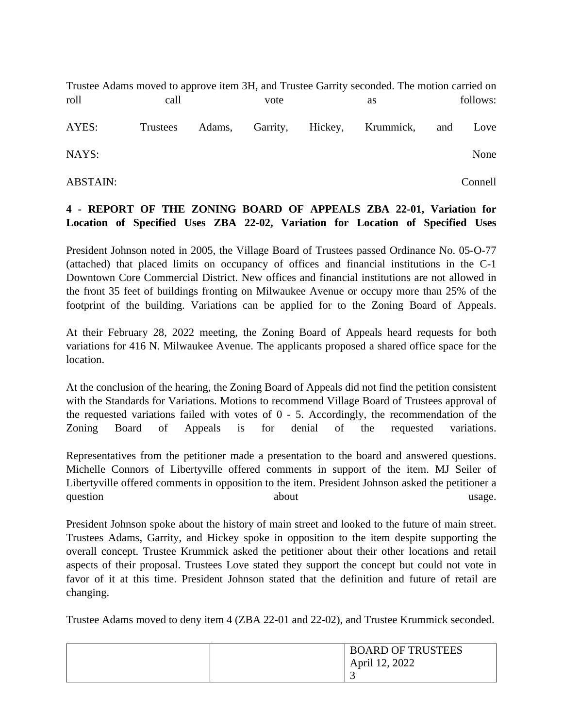Trustee Adams moved to approve item 3H, and Trustee Garrity seconded. The motion carried on roll call vote as follows:

AYES: Trustees Adams, Garrity, Hickey, Krummick, and Love

NAYS: None

ABSTAIN: Connell

**4 - REPORT OF THE ZONING BOARD OF APPEALS ZBA 22-01, Variation for Location of Specified Uses ZBA 22-02, Variation for Location of Specified Uses**

President Johnson noted in 2005, the Village Board of Trustees passed Ordinance No. 05-O-77 (attached) that placed limits on occupancy of offices and financial institutions in the C-1 Downtown Core Commercial District. New offices and financial institutions are not allowed in the front 35 feet of buildings fronting on Milwaukee Avenue or occupy more than 25% of the footprint of the building. Variations can be applied for to the Zoning Board of Appeals.

At their February 28, 2022 meeting, the Zoning Board of Appeals heard requests for both variations for 416 N. Milwaukee Avenue. The applicants proposed a shared office space for the location.

At the conclusion of the hearing, the Zoning Board of Appeals did not find the petition consistent with the Standards for Variations. Motions to recommend Village Board of Trustees approval of the requested variations failed with votes of 0 - 5. Accordingly, the recommendation of the Zoning Board of Appeals is for denial of the requested variations.

Representatives from the petitioner made a presentation to the board and answered questions. Michelle Connors of Libertyville offered comments in support of the item. MJ Seiler of Libertyville offered comments in opposition to the item. President Johnson asked the petitioner a question about usage.

President Johnson spoke about the history of main street and looked to the future of main street. Trustees Adams, Garrity, and Hickey spoke in opposition to the item despite supporting the overall concept. Trustee Krummick asked the petitioner about their other locations and retail aspects of their proposal. Trustees Love stated they support the concept but could not vote in favor of it at this time. President Johnson stated that the definition and future of retail are changing.

Trustee Adams moved to deny item 4 (ZBA 22-01 and 22-02), and Trustee Krummick seconded.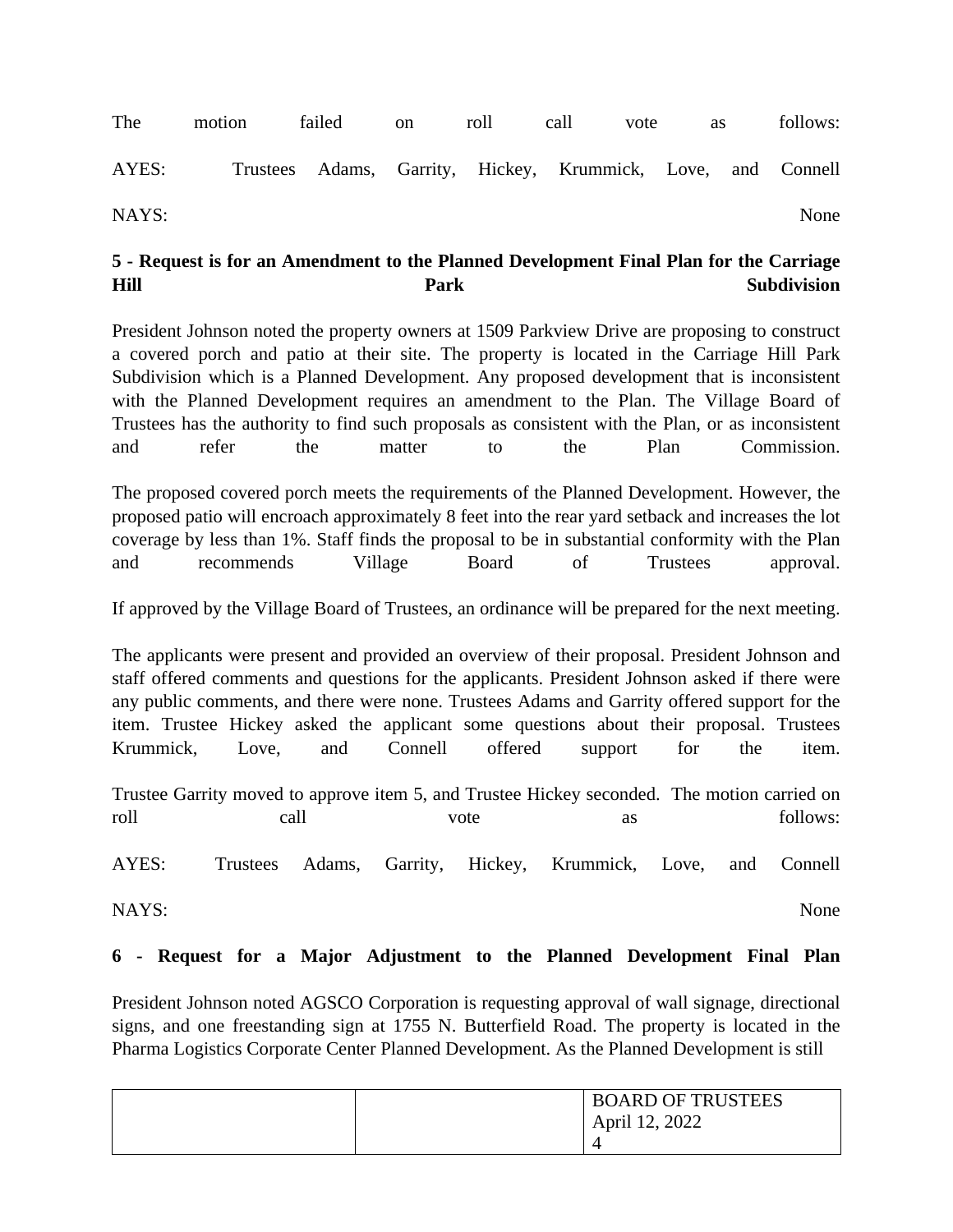The motion failed on roll call vote as follows:

AYES: Trustees Adams, Garrity, Hickey, Krummick, Love, and Connell

NAYS: None

**5 - Request is for an Amendment to the Planned Development Final Plan for the Carriage Hill Park Subdivision**

President Johnson noted the property owners at 1509 Parkview Drive are proposing to construct a covered porch and patio at their site. The property is located in the Carriage Hill Park Subdivision which is a Planned Development. Any proposed development that is inconsistent with the Planned Development requires an amendment to the Plan. The Village Board of Trustees has the authority to find such proposals as consistent with the Plan, or as inconsistent and refer the matter to the Plan Commission.

The proposed covered porch meets the requirements of the Planned Development. However, the proposed patio will encroach approximately 8 feet into the rear yard setback and increases the lot coverage by less than 1%. Staff finds the proposal to be in substantial conformity with the Plan and recommends Village Board of Trustees approval.

If approved by the Village Board of Trustees, an ordinance will be prepared for the next meeting.

The applicants were present and provided an overview of their proposal. President Johnson and staff offered comments and questions for the applicants. President Johnson asked if there were any public comments, and there were none. Trustees Adams and Garrity offered support for the item. Trustee Hickey asked the applicant some questions about their proposal. Trustees Krummick, Love, and Connell offered support for the item.

Trustee Garrity moved to approve item 5, and Trustee Hickey seconded. The motion carried on roll call vote as follows:

AYES: Trustees Adams, Garrity, Hickey, Krummick, Love, and Connell

NAYS: None

**6 - Request for a Major Adjustment to the Planned Development Final Plan**

President Johnson noted AGSCO Corporation is requesting approval of wall signage, directional signs, and one freestanding sign at 1755 N. Butterfield Road. The property is located in the Pharma Logistics Corporate Center Planned Development. As the Planned Development is still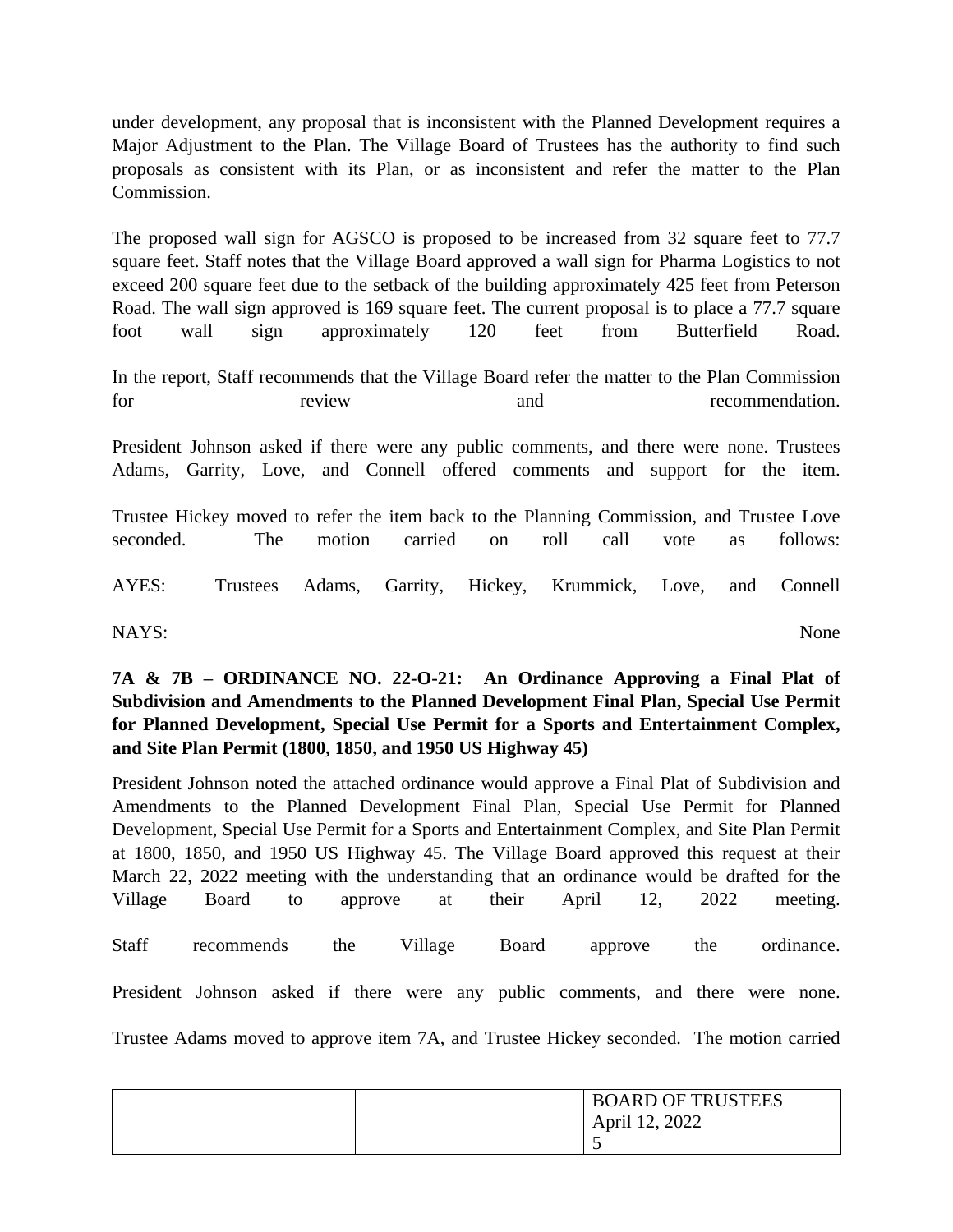under development, any proposal that is inconsistent with the Planned Development requires a Major Adjustment to the Plan. The Village Board of Trustees has the authority to find such proposals as consistent with its Plan, or as inconsistent and refer the matter to the Plan Commission.

The proposed wall sign for AGSCO is proposed to be increased from 32 square feet to 77.7 square feet. Staff notes that the Village Board approved a wall sign for Pharma Logistics to not exceed 200 square feet due to the setback of the building approximately 425 feet from Peterson Road. The wall sign approved is 169 square feet. The current proposal is to place a 77.7 square foot wall sign approximately 120 feet from Butterfield Road.

In the report, Staff recommends that the Village Board refer the matter to the Plan Commission for review and recommendation.

President Johnson asked if there were any public comments, and there were none. Trustees Adams, Garrity, Love, and Connell offered comments and support for the item.

Trustee Hickey moved to refer the item back to the Planning Commission, and Trustee Love seconded. The motion carried on roll call vote as follows:

AYES: Trustees Adams, Garrity, Hickey, Krummick, Love, and Connell

NAYS: None

**7A & 7B – ORDINANCE NO. 22-O-21: An Ordinance Approving a Final Plat of Subdivision and Amendments to the Planned Development Final Plan, Special Use Permit for Planned Development, Special Use Permit for a Sports and Entertainment Complex, and Site Plan Permit (1800, 1850, and 1950 US Highway 45)**

President Johnson noted the attached ordinance would approve a Final Plat of Subdivision and Amendments to the Planned Development Final Plan, Special Use Permit for Planned Development, Special Use Permit for a Sports and Entertainment Complex, and Site Plan Permit at 1800, 1850, and 1950 US Highway 45. The Village Board approved this request at their March 22, 2022 meeting with the understanding that an ordinance would be drafted for the Village Board to approve at their April 12, 2022 meeting.

Staff recommends the Village Board approve the ordinance.

President Johnson asked if there were any public comments, and there were none.

Trustee Adams moved to approve item 7A, and Trustee Hickey seconded. The motion carried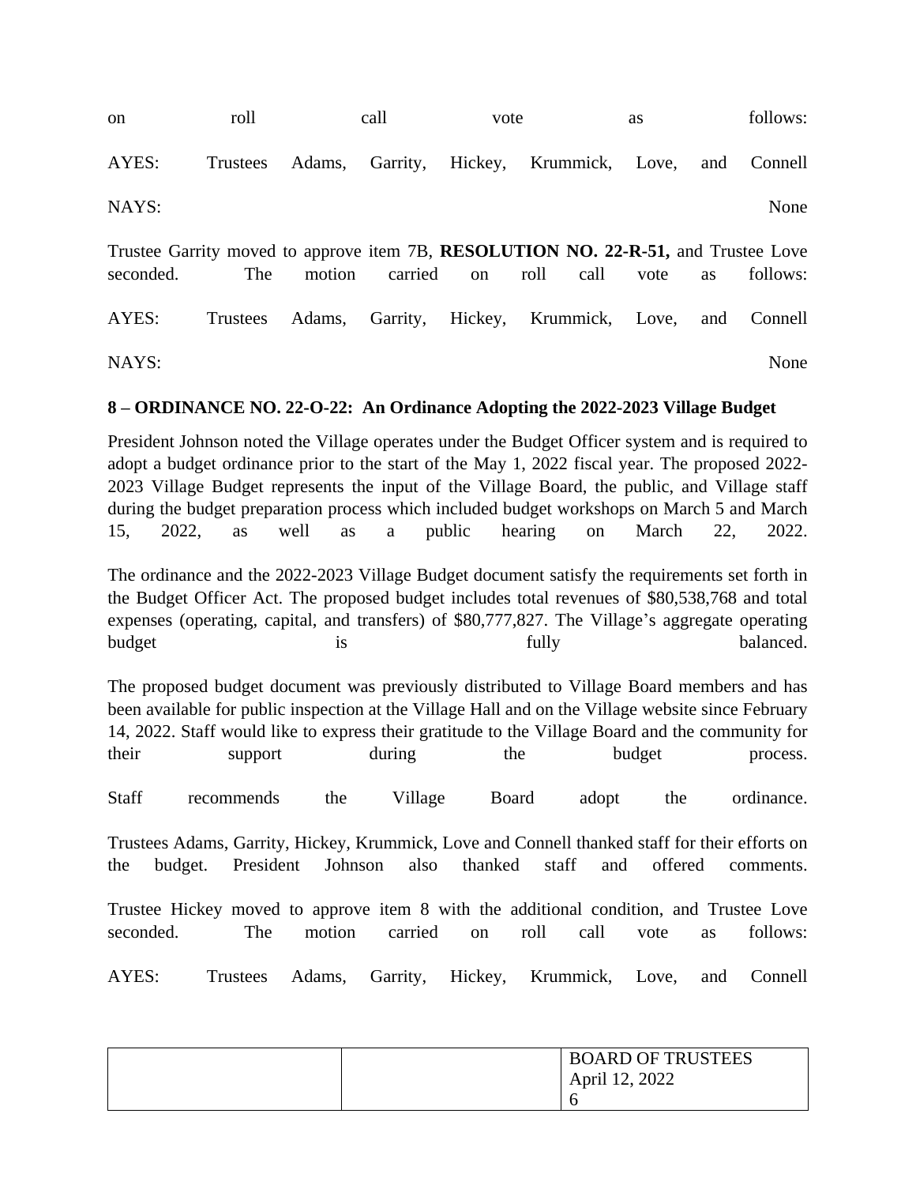on roll call vote as follows:

AYES: Trustees Adams, Garrity, Hickey, Krummick, Love, and Connell

NAYS: None

Trustee Garrity moved to approve item 7B, **RESOLUTION NO. 22-R-51,** and Trustee Love seconded. The motion carried on roll call vote as follows:

AYES: Trustees Adams, Garrity, Hickey, Krummick, Love, and Connell

NAYS: None

**8 – ORDINANCE NO. 22-O-22: An Ordinance Adopting the 2022-2023 Village Budget**

President Johnson noted the Village operates under the Budget Officer system and is required to adopt a budget ordinance prior to the start of the May 1, 2022 fiscal year. The proposed 2022-2023 Village Budget represents the input of the Village Board, the public, and Village staff during the budget preparation process which included budget workshops on March 5 and March 15, 2022, as well as a public hearing on March 22, 2022.

The ordinance and the 2022-2023 Village Budget document satisfy the requirements set forth in the Budget Officer Act. The proposed budget includes total revenues of $80,538,768 and total expenses (operating, capital, and transfers) of $80,777,827. The Village's aggregate operating budget is fully balanced.

The proposed budget document was previously distributed to Village Board members and has been available for public inspection at the Village Hall and on the Village website since February 14, 2022. Staff would like to express their gratitude to the Village Board and the community for their support during the budget process.

Staff recommends the Village Board adopt the ordinance.

Trustees Adams, Garrity, Hickey, Krummick, Love and Connell thanked staff for their efforts on the budget. President Johnson also thanked staff and offered comments.

Trustee Hickey moved to approve item 8 with the additional condition, and Trustee Love seconded. The motion carried on roll call vote as follows:

AYES: Trustees Adams, Garrity, Hickey, Krummick, Love, and Connell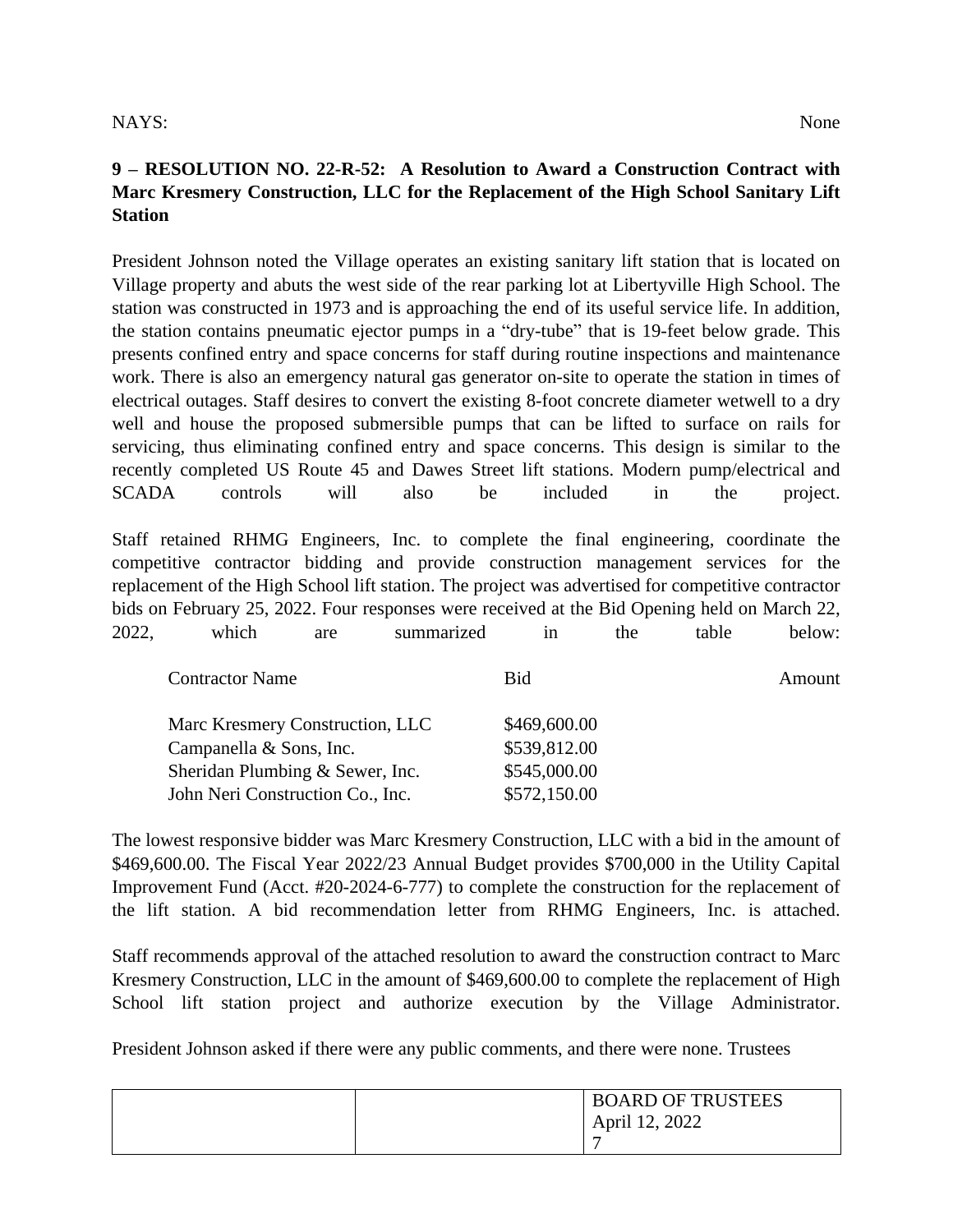NAYS: None

**9 – RESOLUTION NO. 22-R-52: A Resolution to Award a Construction Contract with Marc Kresmery Construction, LLC for the Replacement of the High School Sanitary Lift Station**

President Johnson noted the Village operates an existing sanitary lift station that is located on Village property and abuts the west side of the rear parking lot at Libertyville High School. The station was constructed in 1973 and is approaching the end of its useful service life. In addition, the station contains pneumatic ejector pumps in a "dry-tube" that is 19-feet below grade. This presents confined entry and space concerns for staff during routine inspections and maintenance work. There is also an emergency natural gas generator on-site to operate the station in times of electrical outages. Staff desires to convert the existing 8-foot concrete diameter wetwell to a dry well and house the proposed submersible pumps that can be lifted to surface on rails for servicing, thus eliminating confined entry and space concerns. This design is similar to the recently completed US Route 45 and Dawes Street lift stations. Modern pump/electrical and SCADA controls will also be included in the project.

Staff retained RHMG Engineers, Inc. to complete the final engineering, coordinate the competitive contractor bidding and provide construction management services for the replacement of the High School lift station. The project was advertised for competitive contractor bids on February 25, 2022. Four responses were received at the Bid Opening held on March 22, 2022, which are summarized in the table below:

| Contractor Name | Bid Amount |
|---|---|
| Marc Kresmery Construction, LLC | $469,600.00 |
| Campanella & Sons, Inc. | $539,812.00 |
| Sheridan Plumbing & Sewer, Inc. | $545,000.00 |
| John Neri Construction Co., Inc. | $572,150.00 |

The lowest responsive bidder was Marc Kresmery Construction, LLC with a bid in the amount of $469,600.00. The Fiscal Year 2022/23 Annual Budget provides $700,000 in the Utility Capital Improvement Fund (Acct. #20-2024-6-777) to complete the construction for the replacement of the lift station. A bid recommendation letter from RHMG Engineers, Inc. is attached.

Staff recommends approval of the attached resolution to award the construction contract to Marc Kresmery Construction, LLC in the amount of $469,600.00 to complete the replacement of High School lift station project and authorize execution by the Village Administrator.

President Johnson asked if there were any public comments, and there were none. Trustees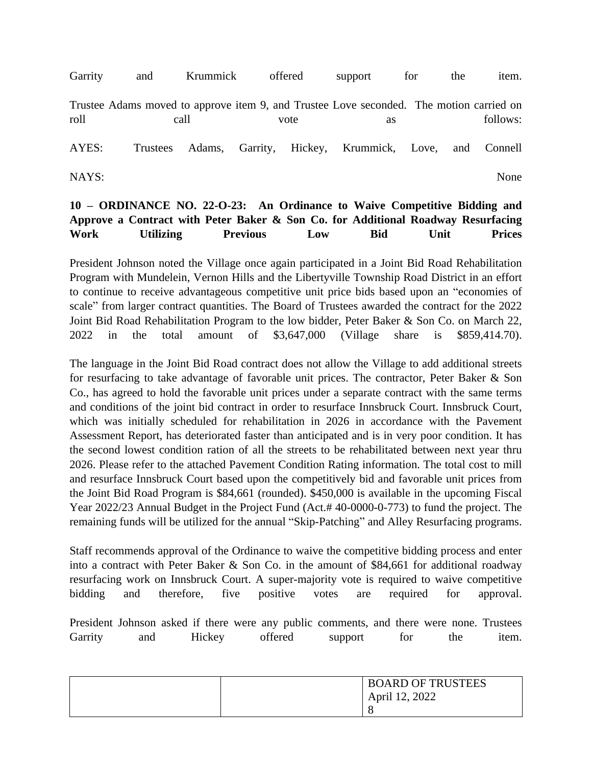Garrity and Krummick offered support for the item.

Trustee Adams moved to approve item 9, and Trustee Love seconded. The motion carried on roll call vote as follows:

AYES: Trustees Adams, Garrity, Hickey, Krummick, Love, and Connell

NAYS: None

**10 – ORDINANCE NO. 22-O-23: An Ordinance to Waive Competitive Bidding and Approve a Contract with Peter Baker & Son Co. for Additional Roadway Resurfacing Work Utilizing Previous Low Bid Unit Prices**

President Johnson noted the Village once again participated in a Joint Bid Road Rehabilitation Program with Mundelein, Vernon Hills and the Libertyville Township Road District in an effort to continue to receive advantageous competitive unit price bids based upon an "economies of scale" from larger contract quantities. The Board of Trustees awarded the contract for the 2022 Joint Bid Road Rehabilitation Program to the low bidder, Peter Baker & Son Co. on March 22, 2022 in the total amount of $3,647,000 (Village share is $859,414.70).

The language in the Joint Bid Road contract does not allow the Village to add additional streets for resurfacing to take advantage of favorable unit prices. The contractor, Peter Baker & Son Co., has agreed to hold the favorable unit prices under a separate contract with the same terms and conditions of the joint bid contract in order to resurface Innsbruck Court. Innsbruck Court, which was initially scheduled for rehabilitation in 2026 in accordance with the Pavement Assessment Report, has deteriorated faster than anticipated and is in very poor condition. It has the second lowest condition ration of all the streets to be rehabilitated between next year thru 2026. Please refer to the attached Pavement Condition Rating information. The total cost to mill and resurface Innsbruck Court based upon the competitively bid and favorable unit prices from the Joint Bid Road Program is $84,661 (rounded). $450,000 is available in the upcoming Fiscal Year 2022/23 Annual Budget in the Project Fund (Act.# 40-0000-0-773) to fund the project. The remaining funds will be utilized for the annual "Skip-Patching" and Alley Resurfacing programs.

Staff recommends approval of the Ordinance to waive the competitive bidding process and enter into a contract with Peter Baker & Son Co. in the amount of $84,661 for additional roadway resurfacing work on Innsbruck Court. A super-majority vote is required to waive competitive bidding and therefore, five positive votes are required for approval.

President Johnson asked if there were any public comments, and there were none. Trustees Garrity and Hickey offered support for the item.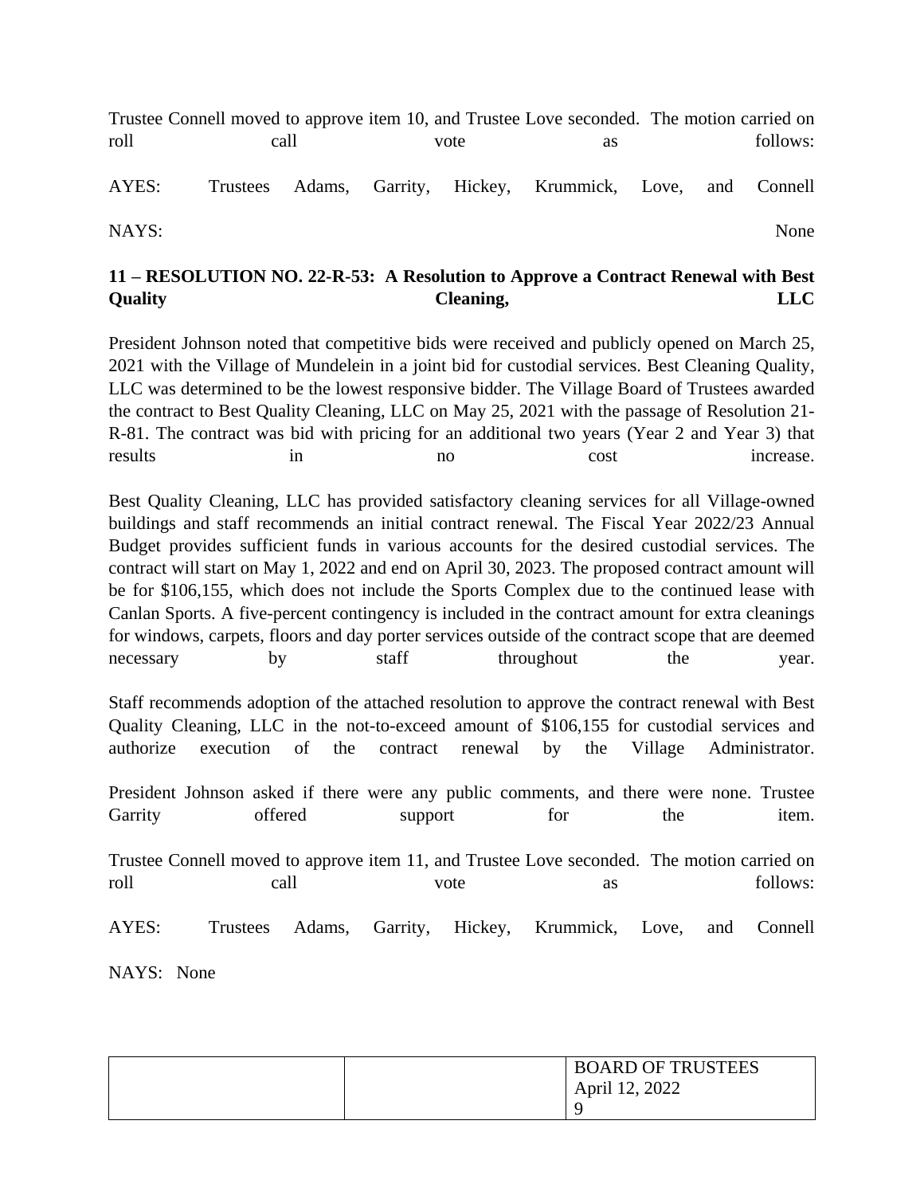Trustee Connell moved to approve item 10, and Trustee Love seconded. The motion carried on roll call vote as follows:

AYES: Trustees Adams, Garrity, Hickey, Krummick, Love, and Connell

NAYS: None

**11 – RESOLUTION NO. 22-R-53: A Resolution to Approve a Contract Renewal with Best Quality Cleaning, LLC**

President Johnson noted that competitive bids were received and publicly opened on March 25, 2021 with the Village of Mundelein in a joint bid for custodial services. Best Cleaning Quality, LLC was determined to be the lowest responsive bidder. The Village Board of Trustees awarded the contract to Best Quality Cleaning, LLC on May 25, 2021 with the passage of Resolution 21-R-81. The contract was bid with pricing for an additional two years (Year 2 and Year 3) that results in no cost increase.

Best Quality Cleaning, LLC has provided satisfactory cleaning services for all Village-owned buildings and staff recommends an initial contract renewal. The Fiscal Year 2022/23 Annual Budget provides sufficient funds in various accounts for the desired custodial services. The contract will start on May 1, 2022 and end on April 30, 2023. The proposed contract amount will be for $106,155, which does not include the Sports Complex due to the continued lease with Canlan Sports. A five-percent contingency is included in the contract amount for extra cleanings for windows, carpets, floors and day porter services outside of the contract scope that are deemed necessary by staff throughout the year.

Staff recommends adoption of the attached resolution to approve the contract renewal with Best Quality Cleaning, LLC in the not-to-exceed amount of $106,155 for custodial services and authorize execution of the contract renewal by the Village Administrator.

President Johnson asked if there were any public comments, and there were none. Trustee Garrity offered support for the item.

Trustee Connell moved to approve item 11, and Trustee Love seconded. The motion carried on roll call vote as follows:

AYES: Trustees Adams, Garrity, Hickey, Krummick, Love, and Connell

NAYS: None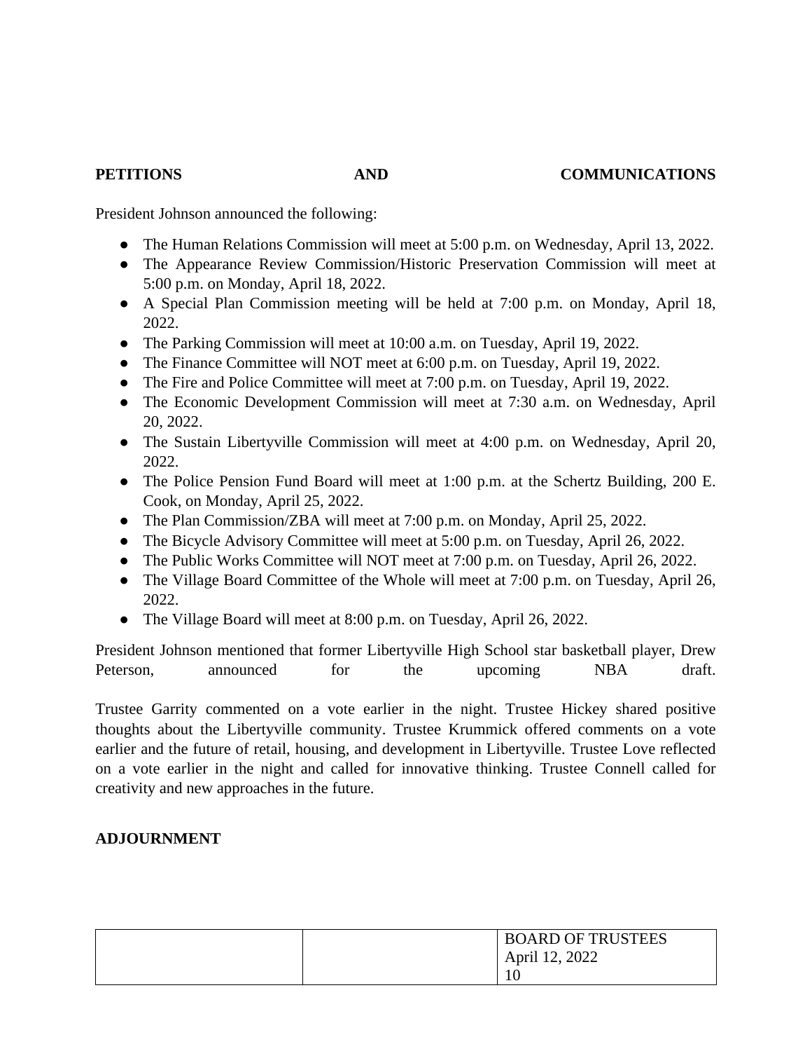**PETITIONS AND COMMUNICATIONS**

President Johnson announced the following:

- The Human Relations Commission will meet at 5:00 p.m. on Wednesday, April 13, 2022.
- The Appearance Review Commission/Historic Preservation Commission will meet at 5:00 p.m. on Monday, April 18, 2022.
- A Special Plan Commission meeting will be held at 7:00 p.m. on Monday, April 18, 2022.
- The Parking Commission will meet at 10:00 a.m. on Tuesday, April 19, 2022.
- The Finance Committee will NOT meet at 6:00 p.m. on Tuesday, April 19, 2022.
- The Fire and Police Committee will meet at 7:00 p.m. on Tuesday, April 19, 2022.
- The Economic Development Commission will meet at 7:30 a.m. on Wednesday, April 20, 2022.
- The Sustain Libertyville Commission will meet at 4:00 p.m. on Wednesday, April 20, 2022.
- The Police Pension Fund Board will meet at 1:00 p.m. at the Schertz Building, 200 E. Cook, on Monday, April 25, 2022.
- The Plan Commission/ZBA will meet at 7:00 p.m. on Monday, April 25, 2022.
- The Bicycle Advisory Committee will meet at 5:00 p.m. on Tuesday, April 26, 2022.
- The Public Works Committee will NOT meet at 7:00 p.m. on Tuesday, April 26, 2022.
- The Village Board Committee of the Whole will meet at 7:00 p.m. on Tuesday, April 26, 2022.
- The Village Board will meet at 8:00 p.m. on Tuesday, April 26, 2022.

President Johnson mentioned that former Libertyville High School star basketball player, Drew Peterson, announced for the upcoming NBA draft.

Trustee Garrity commented on a vote earlier in the night. Trustee Hickey shared positive thoughts about the Libertyville community. Trustee Krummick offered comments on a vote earlier and the future of retail, housing, and development in Libertyville. Trustee Love reflected on a vote earlier in the night and called for innovative thinking. Trustee Connell called for creativity and new approaches in the future.

**ADJOURNMENT**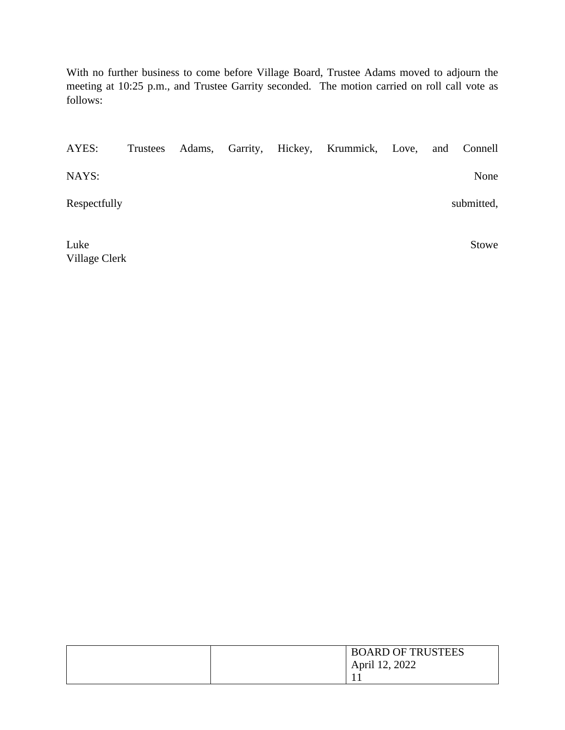With no further business to come before Village Board, Trustee Adams moved to adjourn the meeting at 10:25 p.m., and Trustee Garrity seconded. The motion carried on roll call vote as follows:

AYES: Trustees Adams, Garrity, Hickey, Krummick, Love, and Connell

NAYS: None

Respectfully submitted,

Luke Stowe
Village Clerk